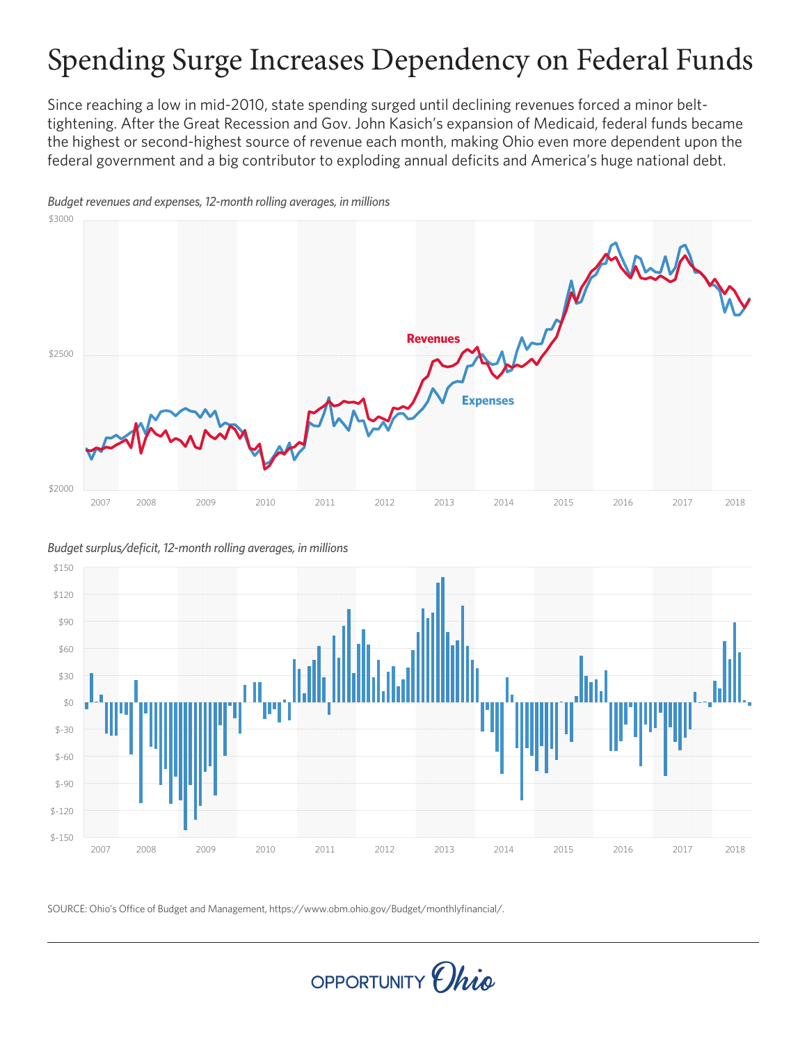# Spending Surge Increases Dependency on Federal Funds

Since reaching a low in mid-2010, state spending surged until declining revenues forced a minor belt-tightening. After the Great Recession and Gov. John Kasich's expansion of Medicaid, federal funds became the highest or second-highest source of revenue each month, making Ohio even more dependent upon the federal government and a big contributor to exploding annual deficits and America's huge national debt.

*Budget revenues and expenses, 12-month rolling averages, in millions*

*Budget surplus/deficit, 12-month rolling averages, in millions*

SOURCE: Ohio's Office of Budget and Management, https://www.obm.ohio.gov/Budget/monthlyfinancial/.

OPPORTUNITY Ohio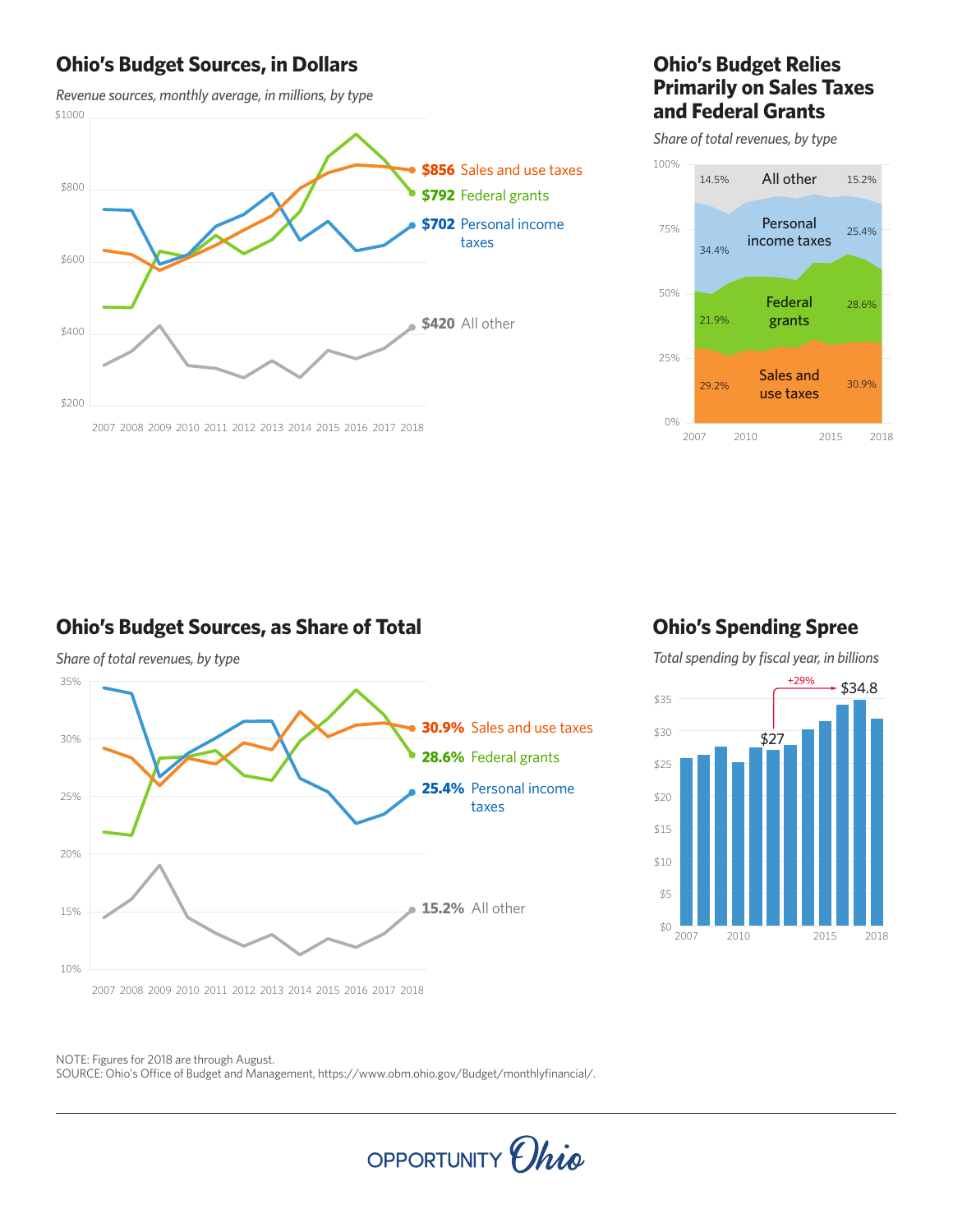## Ohio's Budget Sources, in Dollars

*Revenue sources, monthly average, in millions, by type*

$1000
$800
$600
$400
$200

2007 2008 2009 2010 2011 2012 2013 2014 2015 2016 2017 2018

**$856** Sales and use taxes
**$792** Federal grants
**$702** Personal income taxes
**$420** All other

## Ohio's Budget Relies Primarily on Sales Taxes and Federal Grants

*Share of total revenues, by type*

100%
75%
50%
25%
0%

2007 2010 2015 2018

All other: 14.5% 15.2%
Personal income taxes: 34.4% 25.4%
Federal grants: 21.9% 28.6%
Sales and use taxes: 29.2% 30.9%

## Ohio's Budget Sources, as Share of Total

*Share of total revenues, by type*

35%
30%
25%
20%
15%
10%

2007 2008 2009 2010 2011 2012 2013 2014 2015 2016 2017 2018

**30.9%** Sales and use taxes
**28.6%** Federal grants
**25.4%** Personal income taxes
**15.2%** All other

## Ohio's Spending Spree

*Total spending by fiscal year, in billions*

$35
$30
$25
$20
$15
$10
$5
$0

2007 2010 2015 2018

$27
+29%
$34.8

NOTE: Figures for 2018 are through August.
SOURCE: Ohio's Office of Budget and Management, https://www.obm.ohio.gov/Budget/monthlyfinancial/.

OPPORTUNITY Ohio